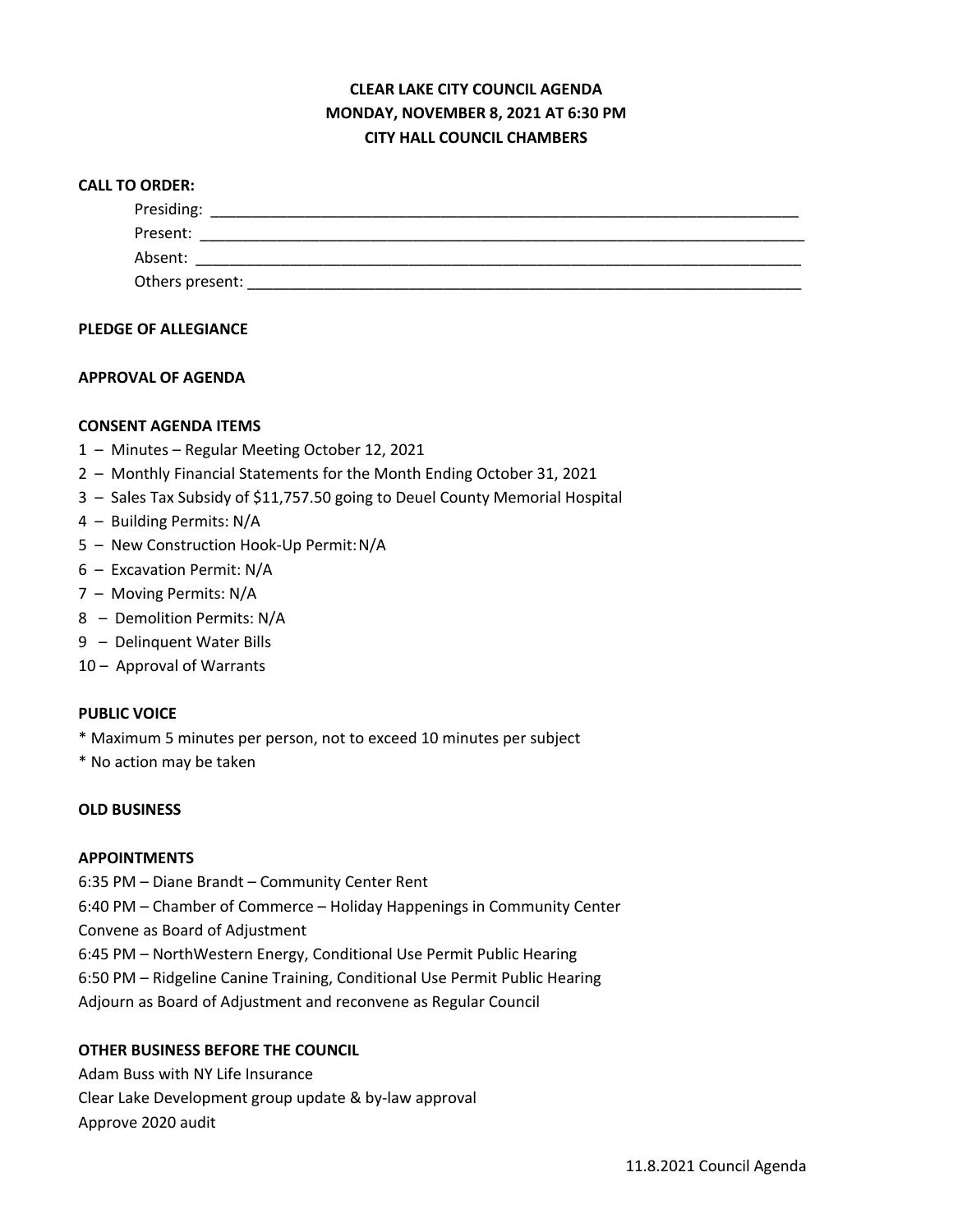**CLEAR LAKE CITY COUNCIL AGENDA**
**MONDAY, NOVEMBER 8, 2021 AT 6:30 PM**
**CITY HALL COUNCIL CHAMBERS**

**CALL TO ORDER:**

Presiding: ______________________________________________________________________

Present: ________________________________________________________________________

Absent: ________________________________________________________________________

Others present: __________________________________________________________________

**PLEDGE OF ALLEGIANCE**

**APPROVAL OF AGENDA**

**CONSENT AGENDA ITEMS**

1 – Minutes – Regular Meeting October 12, 2021
2 – Monthly Financial Statements for the Month Ending October 31, 2021
3 – Sales Tax Subsidy of $11,757.50 going to Deuel County Memorial Hospital
4 – Building Permits: N/A
5 – New Construction Hook-Up Permit: N/A
6 – Excavation Permit: N/A
7 – Moving Permits: N/A
8 – Demolition Permits: N/A
9 – Delinquent Water Bills
10 – Approval of Warrants

**PUBLIC VOICE**

* Maximum 5 minutes per person, not to exceed 10 minutes per subject
* No action may be taken

**OLD BUSINESS**

**APPOINTMENTS**

6:35 PM – Diane Brandt – Community Center Rent
6:40 PM – Chamber of Commerce – Holiday Happenings in Community Center
Convene as Board of Adjustment
6:45 PM – NorthWestern Energy, Conditional Use Permit Public Hearing
6:50 PM – Ridgeline Canine Training, Conditional Use Permit Public Hearing
Adjourn as Board of Adjustment and reconvene as Regular Council

**OTHER BUSINESS BEFORE THE COUNCIL**

Adam Buss with NY Life Insurance
Clear Lake Development group update & by-law approval
Approve 2020 audit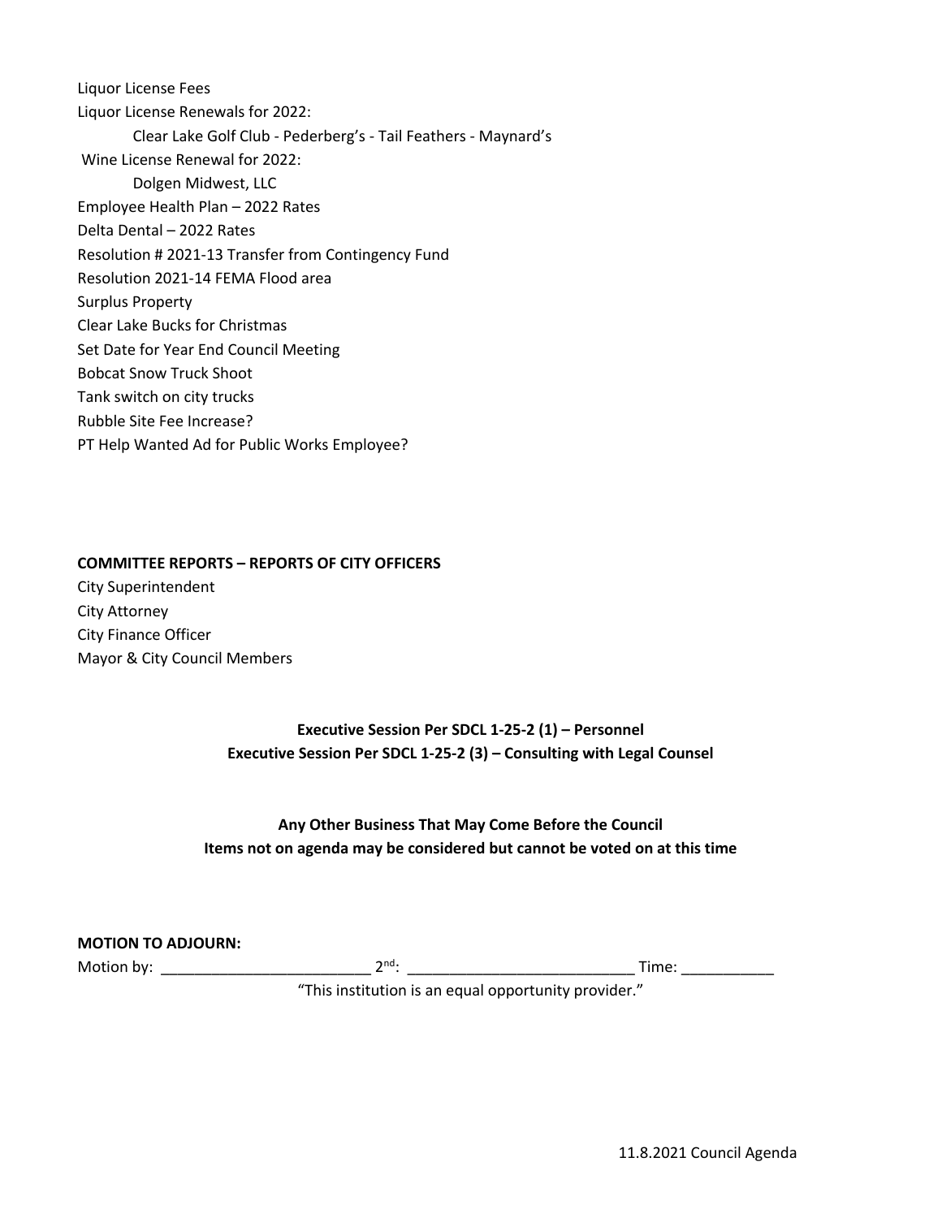Liquor License Fees

Liquor License Renewals for 2022:

  Clear Lake Golf Club - Pederberg's - Tail Feathers - Maynard's

Wine License Renewal for 2022:

  Dolgen Midwest, LLC

Employee Health Plan – 2022 Rates

Delta Dental – 2022 Rates

Resolution # 2021-13 Transfer from Contingency Fund

Resolution 2021-14 FEMA Flood area

Surplus Property

Clear Lake Bucks for Christmas

Set Date for Year End Council Meeting

Bobcat Snow Truck Shoot

Tank switch on city trucks

Rubble Site Fee Increase?

PT Help Wanted Ad for Public Works Employee?

**COMMITTEE REPORTS – REPORTS OF CITY OFFICERS**

City Superintendent

City Attorney

City Finance Officer

Mayor & City Council Members

**Executive Session Per SDCL 1-25-2 (1) – Personnel**

**Executive Session Per SDCL 1-25-2 (3) – Consulting with Legal Counsel**

**Any Other Business That May Come Before the Council**

**Items not on agenda may be considered but cannot be voted on at this time**

**MOTION TO ADJOURN:**

Motion by: ________________________ 2nd: ___________________________ Time: ___________

"This institution is an equal opportunity provider."

11.8.2021 Council Agenda